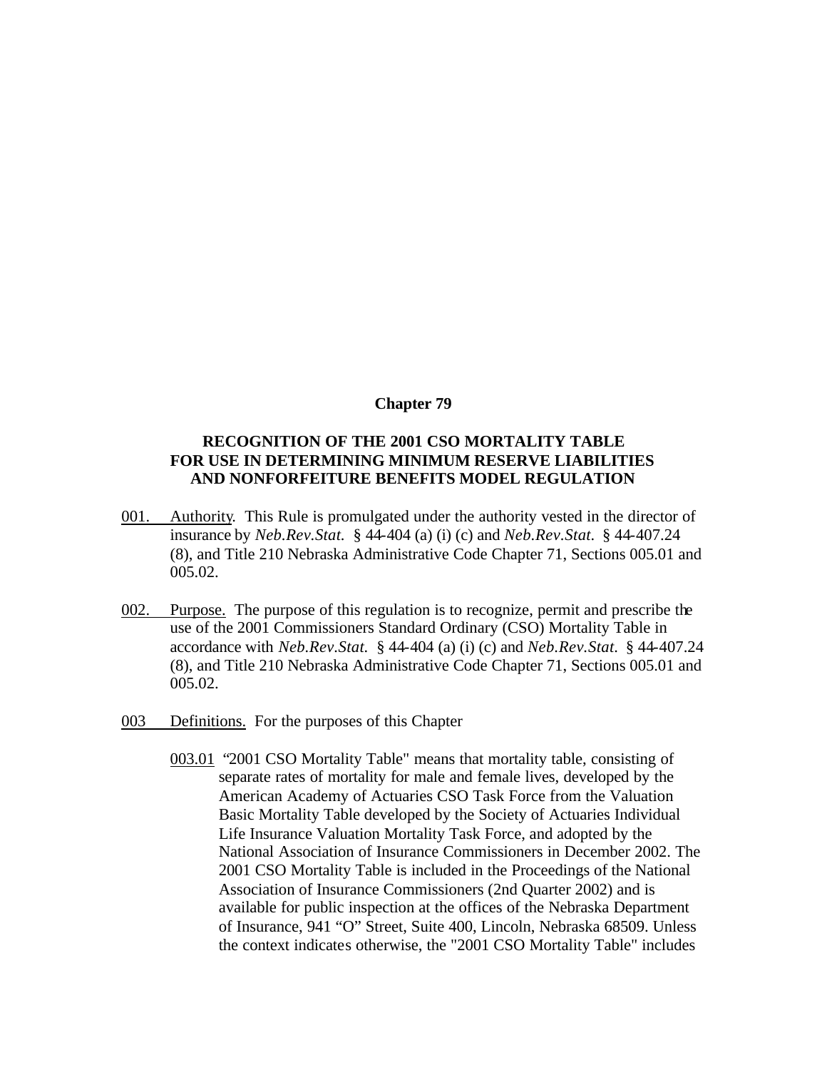**Chapter 79**

**RECOGNITION OF THE 2001 CSO MORTALITY TABLE FOR USE IN DETERMINING MINIMUM RESERVE LIABILITIES AND NONFORFEITURE BENEFITS MODEL REGULATION**

001. Authority. This Rule is promulgated under the authority vested in the director of insurance by *Neb.Rev.Stat.* § 44-404 (a) (i) (c) and *Neb.Rev.Stat.* § 44-407.24 (8), and Title 210 Nebraska Administrative Code Chapter 71, Sections 005.01 and 005.02.

002. Purpose. The purpose of this regulation is to recognize, permit and prescribe the use of the 2001 Commissioners Standard Ordinary (CSO) Mortality Table in accordance with *Neb.Rev.Stat.* § 44-404 (a) (i) (c) and *Neb.Rev.Stat.* § 44-407.24 (8), and Title 210 Nebraska Administrative Code Chapter 71, Sections 005.01 and 005.02.

003 Definitions. For the purposes of this Chapter

003.01 "2001 CSO Mortality Table" means that mortality table, consisting of separate rates of mortality for male and female lives, developed by the American Academy of Actuaries CSO Task Force from the Valuation Basic Mortality Table developed by the Society of Actuaries Individual Life Insurance Valuation Mortality Task Force, and adopted by the National Association of Insurance Commissioners in December 2002. The 2001 CSO Mortality Table is included in the Proceedings of the National Association of Insurance Commissioners (2nd Quarter 2002) and is available for public inspection at the offices of the Nebraska Department of Insurance, 941 "O" Street, Suite 400, Lincoln, Nebraska 68509. Unless the context indicates otherwise, the "2001 CSO Mortality Table" includes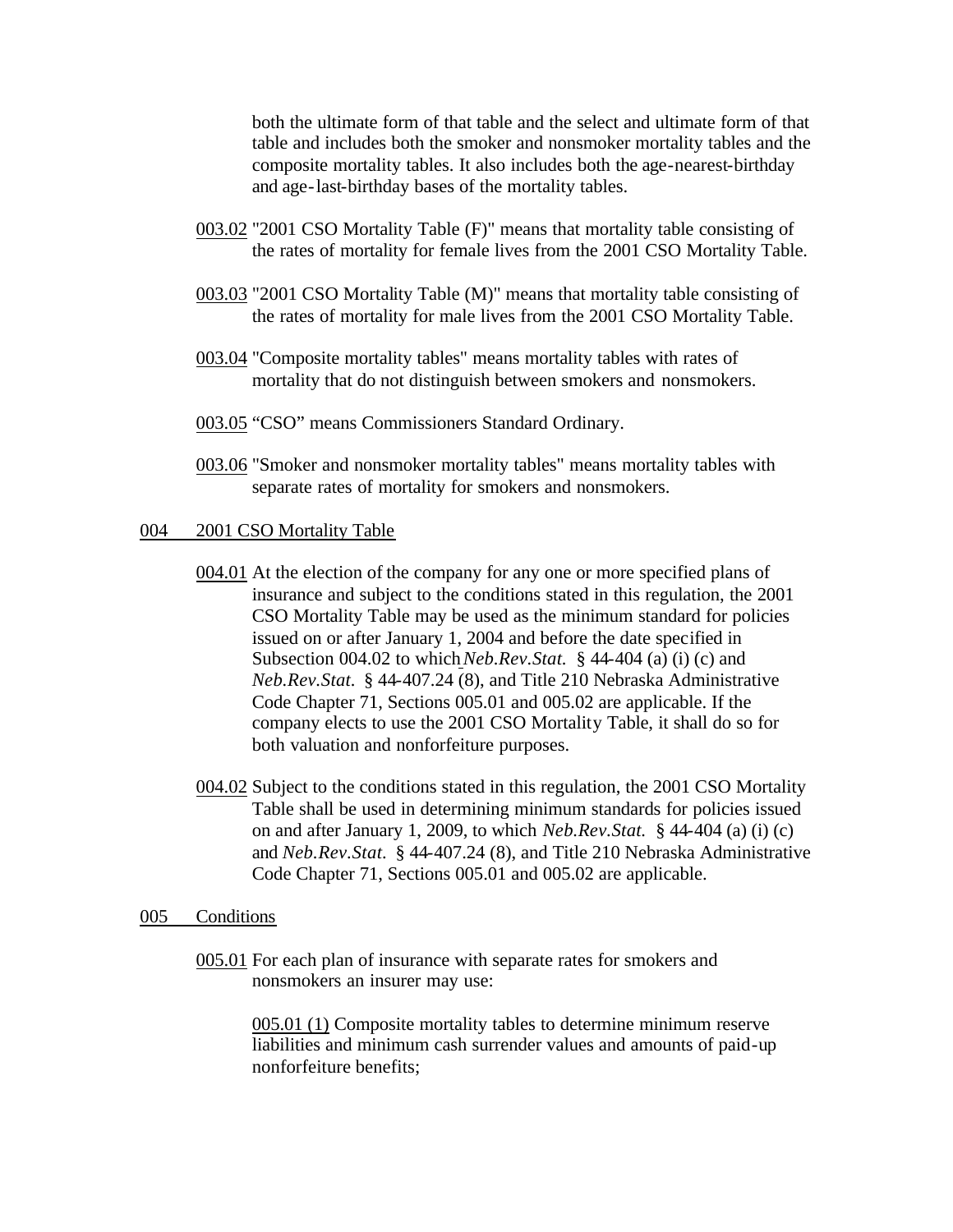both the ultimate form of that table and the select and ultimate form of that table and includes both the smoker and nonsmoker mortality tables and the composite mortality tables. It also includes both the age-nearest-birthday and age-last-birthday bases of the mortality tables.

003.02 "2001 CSO Mortality Table (F)" means that mortality table consisting of the rates of mortality for female lives from the 2001 CSO Mortality Table.

003.03 "2001 CSO Mortality Table (M)" means that mortality table consisting of the rates of mortality for male lives from the 2001 CSO Mortality Table.

003.04 "Composite mortality tables" means mortality tables with rates of mortality that do not distinguish between smokers and nonsmokers.

003.05 "CSO" means Commissioners Standard Ordinary.

003.06 "Smoker and nonsmoker mortality tables" means mortality tables with separate rates of mortality for smokers and nonsmokers.

## 004 2001 CSO Mortality Table

004.01 At the election of the company for any one or more specified plans of insurance and subject to the conditions stated in this regulation, the 2001 CSO Mortality Table may be used as the minimum standard for policies issued on or after January 1, 2004 and before the date specified in Subsection 004.02 to which *Neb.Rev.Stat.* § 44-404 (a) (i) (c) and *Neb.Rev.Stat.* § 44-407.24 (8), and Title 210 Nebraska Administrative Code Chapter 71, Sections 005.01 and 005.02 are applicable. If the company elects to use the 2001 CSO Mortality Table, it shall do so for both valuation and nonforfeiture purposes.

004.02 Subject to the conditions stated in this regulation, the 2001 CSO Mortality Table shall be used in determining minimum standards for policies issued on and after January 1, 2009, to which *Neb.Rev.Stat.* § 44-404 (a) (i) (c) and *Neb.Rev.Stat.* § 44-407.24 (8), and Title 210 Nebraska Administrative Code Chapter 71, Sections 005.01 and 005.02 are applicable.

## 005 Conditions

005.01 For each plan of insurance with separate rates for smokers and nonsmokers an insurer may use:

005.01 (1) Composite mortality tables to determine minimum reserve liabilities and minimum cash surrender values and amounts of paid-up nonforfeiture benefits;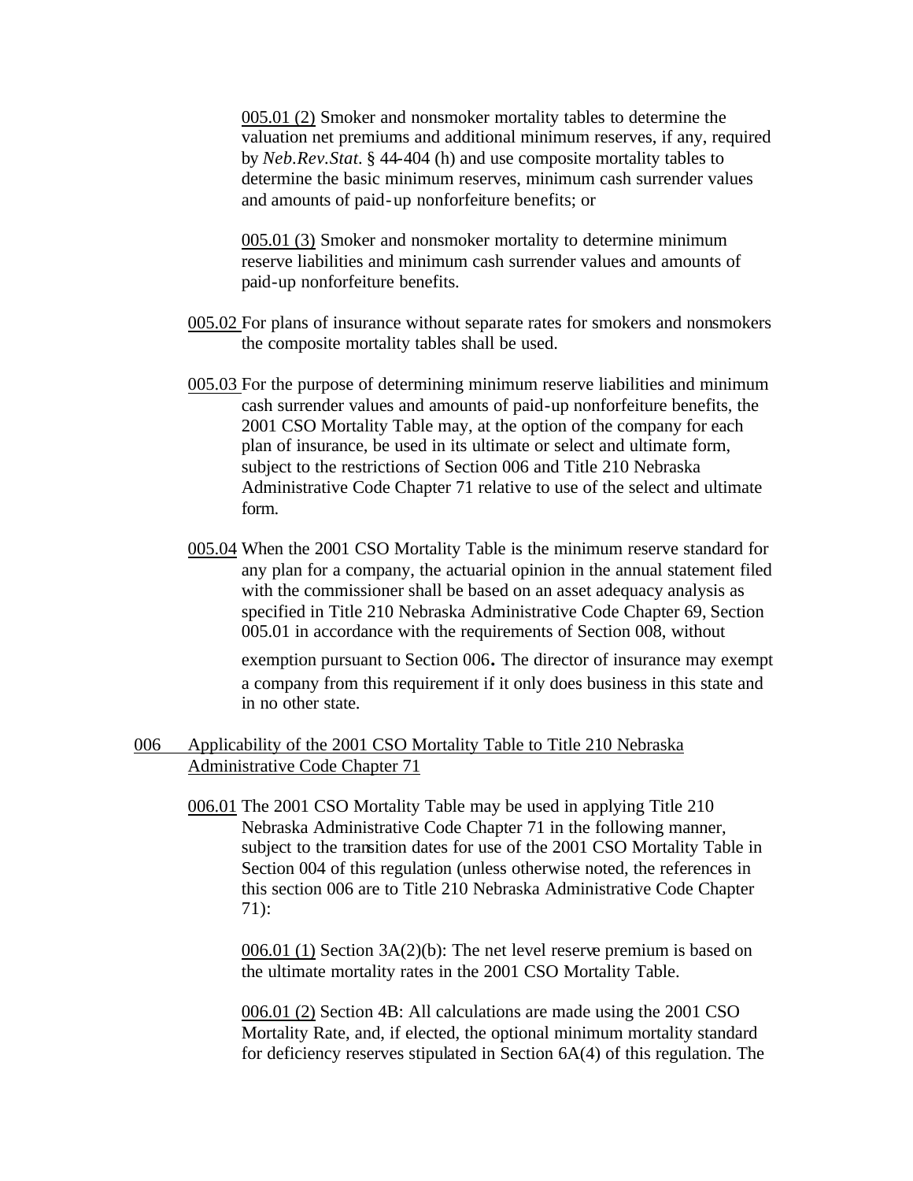005.01 (2) Smoker and nonsmoker mortality tables to determine the valuation net premiums and additional minimum reserves, if any, required by *Neb.Rev.Stat.* § 44-404 (h) and use composite mortality tables to determine the basic minimum reserves, minimum cash surrender values and amounts of paid-up nonforfeiture benefits; or

005.01 (3) Smoker and nonsmoker mortality to determine minimum reserve liabilities and minimum cash surrender values and amounts of paid-up nonforfeiture benefits.

005.02 For plans of insurance without separate rates for smokers and nonsmokers the composite mortality tables shall be used.

005.03 For the purpose of determining minimum reserve liabilities and minimum cash surrender values and amounts of paid-up nonforfeiture benefits, the 2001 CSO Mortality Table may, at the option of the company for each plan of insurance, be used in its ultimate or select and ultimate form, subject to the restrictions of Section 006 and Title 210 Nebraska Administrative Code Chapter 71 relative to use of the select and ultimate form.

005.04 When the 2001 CSO Mortality Table is the minimum reserve standard for any plan for a company, the actuarial opinion in the annual statement filed with the commissioner shall be based on an asset adequacy analysis as specified in Title 210 Nebraska Administrative Code Chapter 69, Section 005.01 in accordance with the requirements of Section 008, without exemption pursuant to Section 006. The director of insurance may exempt a company from this requirement if it only does business in this state and in no other state.

## 006 Applicability of the 2001 CSO Mortality Table to Title 210 Nebraska Administrative Code Chapter 71

006.01 The 2001 CSO Mortality Table may be used in applying Title 210 Nebraska Administrative Code Chapter 71 in the following manner, subject to the transition dates for use of the 2001 CSO Mortality Table in Section 004 of this regulation (unless otherwise noted, the references in this section 006 are to Title 210 Nebraska Administrative Code Chapter 71):

006.01 (1) Section 3A(2)(b): The net level reserve premium is based on the ultimate mortality rates in the 2001 CSO Mortality Table.

006.01 (2) Section 4B: All calculations are made using the 2001 CSO Mortality Rate, and, if elected, the optional minimum mortality standard for deficiency reserves stipulated in Section 6A(4) of this regulation. The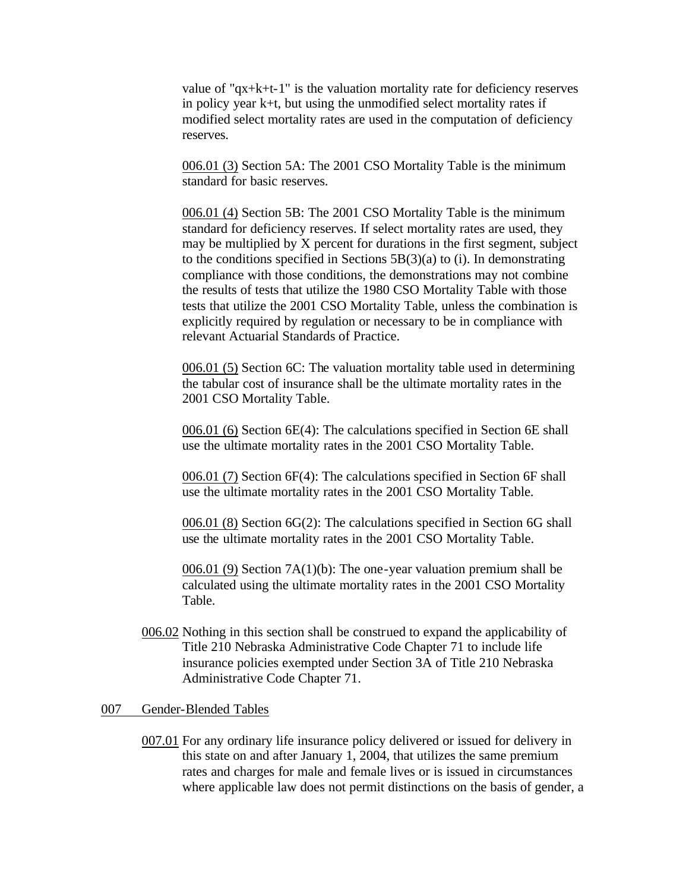value of "$q_{x+k+t-1}$" is the valuation mortality rate for deficiency reserves in policy year k+t, but using the unmodified select mortality rates if modified select mortality rates are used in the computation of deficiency reserves.

006.01 (3) Section 5A: The 2001 CSO Mortality Table is the minimum standard for basic reserves.

006.01 (4) Section 5B: The 2001 CSO Mortality Table is the minimum standard for deficiency reserves. If select mortality rates are used, they may be multiplied by X percent for durations in the first segment, subject to the conditions specified in Sections 5B(3)(a) to (i). In demonstrating compliance with those conditions, the demonstrations may not combine the results of tests that utilize the 1980 CSO Mortality Table with those tests that utilize the 2001 CSO Mortality Table, unless the combination is explicitly required by regulation or necessary to be in compliance with relevant Actuarial Standards of Practice.

006.01 (5) Section 6C: The valuation mortality table used in determining the tabular cost of insurance shall be the ultimate mortality rates in the 2001 CSO Mortality Table.

006.01 (6) Section 6E(4): The calculations specified in Section 6E shall use the ultimate mortality rates in the 2001 CSO Mortality Table.

006.01 (7) Section 6F(4): The calculations specified in Section 6F shall use the ultimate mortality rates in the 2001 CSO Mortality Table.

006.01 (8) Section 6G(2): The calculations specified in Section 6G shall use the ultimate mortality rates in the 2001 CSO Mortality Table.

006.01 (9) Section 7A(1)(b): The one-year valuation premium shall be calculated using the ultimate mortality rates in the 2001 CSO Mortality Table.

006.02 Nothing in this section shall be construed to expand the applicability of Title 210 Nebraska Administrative Code Chapter 71 to include life insurance policies exempted under Section 3A of Title 210 Nebraska Administrative Code Chapter 71.

## 007 Gender-Blended Tables

007.01 For any ordinary life insurance policy delivered or issued for delivery in this state on and after January 1, 2004, that utilizes the same premium rates and charges for male and female lives or is issued in circumstances where applicable law does not permit distinctions on the basis of gender, a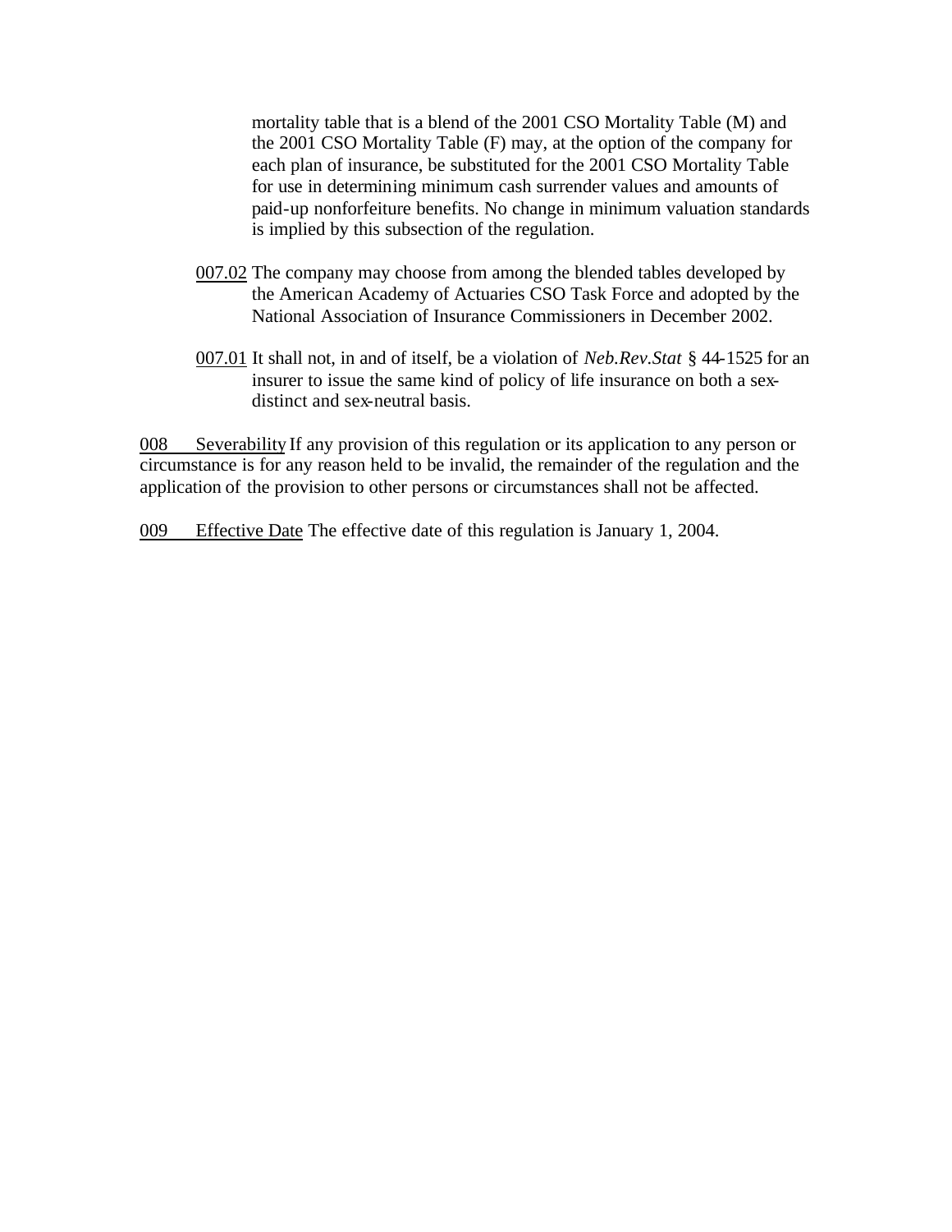mortality table that is a blend of the 2001 CSO Mortality Table (M) and the 2001 CSO Mortality Table (F) may, at the option of the company for each plan of insurance, be substituted for the 2001 CSO Mortality Table for use in determining minimum cash surrender values and amounts of paid-up nonforfeiture benefits. No change in minimum valuation standards is implied by this subsection of the regulation.

007.02 The company may choose from among the blended tables developed by the American Academy of Actuaries CSO Task Force and adopted by the National Association of Insurance Commissioners in December 2002.

007.01 It shall not, in and of itself, be a violation of *Neb.Rev.Stat* § 44-1525 for an insurer to issue the same kind of policy of life insurance on both a sex-distinct and sex-neutral basis.

008 Severability If any provision of this regulation or its application to any person or circumstance is for any reason held to be invalid, the remainder of the regulation and the application of the provision to other persons or circumstances shall not be affected.

009 Effective Date The effective date of this regulation is January 1, 2004.